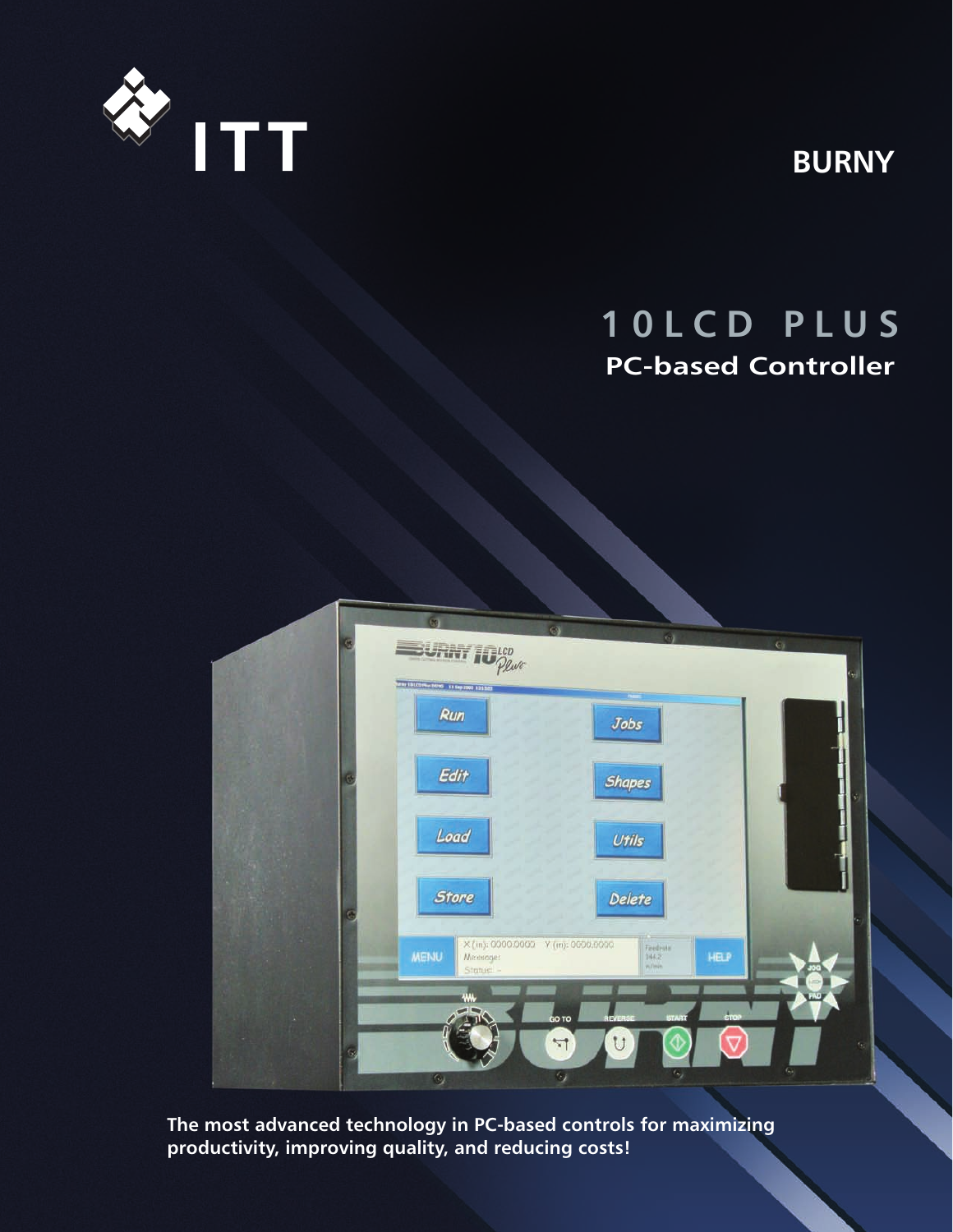ITT

BURNY

# 10LCD PLUS

## PC-based Controller

**The most advanced technology in PC-based controls for maximizing productivity, improving quality, and reducing costs!**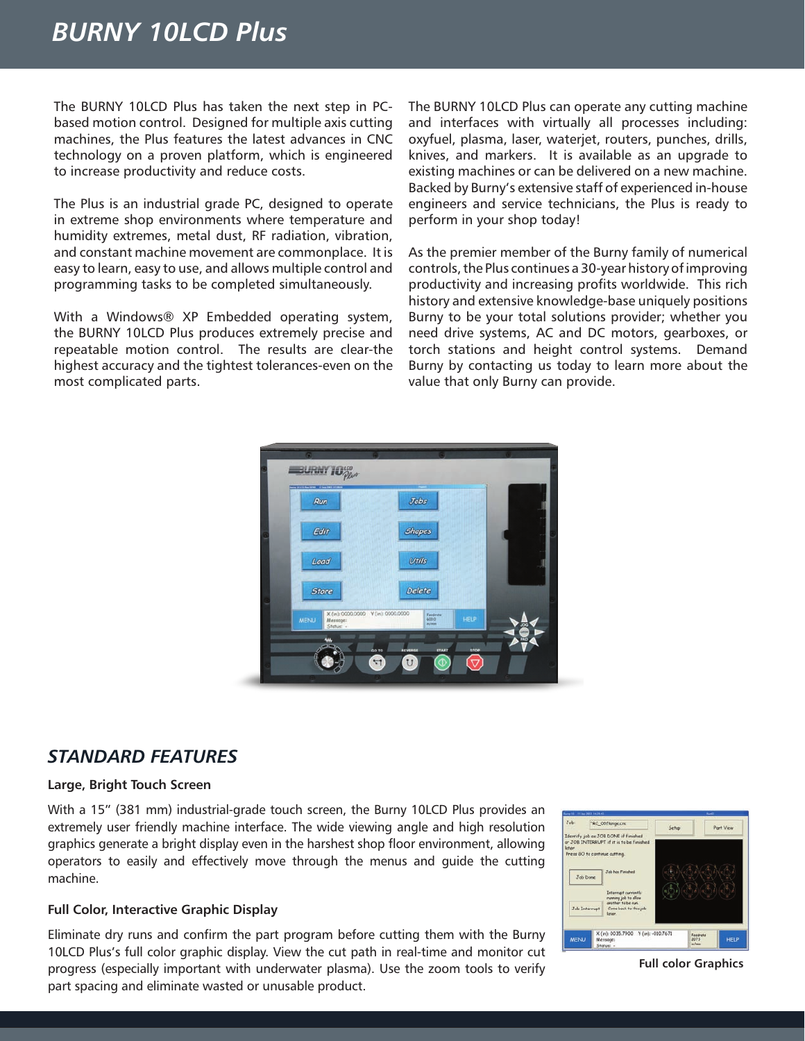# BURNY 10LCD Plus

The BURNY 10LCD Plus has taken the next step in PC-based motion control. Designed for multiple axis cutting machines, the Plus features the latest advances in CNC technology on a proven platform, which is engineered to increase productivity and reduce costs.

The Plus is an industrial grade PC, designed to operate in extreme shop environments where temperature and humidity extremes, metal dust, RF radiation, vibration, and constant machine movement are commonplace. It is easy to learn, easy to use, and allows multiple control and programming tasks to be completed simultaneously.

With a Windows® XP Embedded operating system, the BURNY 10LCD Plus produces extremely precise and repeatable motion control. The results are clear-the highest accuracy and the tightest tolerances-even on the most complicated parts.

The BURNY 10LCD Plus can operate any cutting machine and interfaces with virtually all processes including: oxyfuel, plasma, laser, waterjet, routers, punches, drills, knives, and markers. It is available as an upgrade to existing machines or can be delivered on a new machine. Backed by Burny's extensive staff of experienced in-house engineers and service technicians, the Plus is ready to perform in your shop today!

As the premier member of the Burny family of numerical controls, the Plus continues a 30-year history of improving productivity and increasing profits worldwide. This rich history and extensive knowledge-base uniquely positions Burny to be your total solutions provider; whether you need drive systems, AC and DC motors, gearboxes, or torch stations and height control systems. Demand Burny by contacting us today to learn more about the value that only Burny can provide.

## STANDARD FEATURES

**Large, Bright Touch Screen**

With a 15" (381 mm) industrial-grade touch screen, the Burny 10LCD Plus provides an extremely user friendly machine interface. The wide viewing angle and high resolution graphics generate a bright display even in the harshest shop floor environment, allowing operators to easily and effectively move through the menus and guide the cutting machine.

**Full Color, Interactive Graphic Display**

Eliminate dry runs and confirm the part program before cutting them with the Burny 10LCD Plus's full color graphic display. View the cut path in real-time and monitor cut progress (especially important with underwater plasma). Use the zoom tools to verify part spacing and eliminate wasted or unusable product.

**Full color Graphics**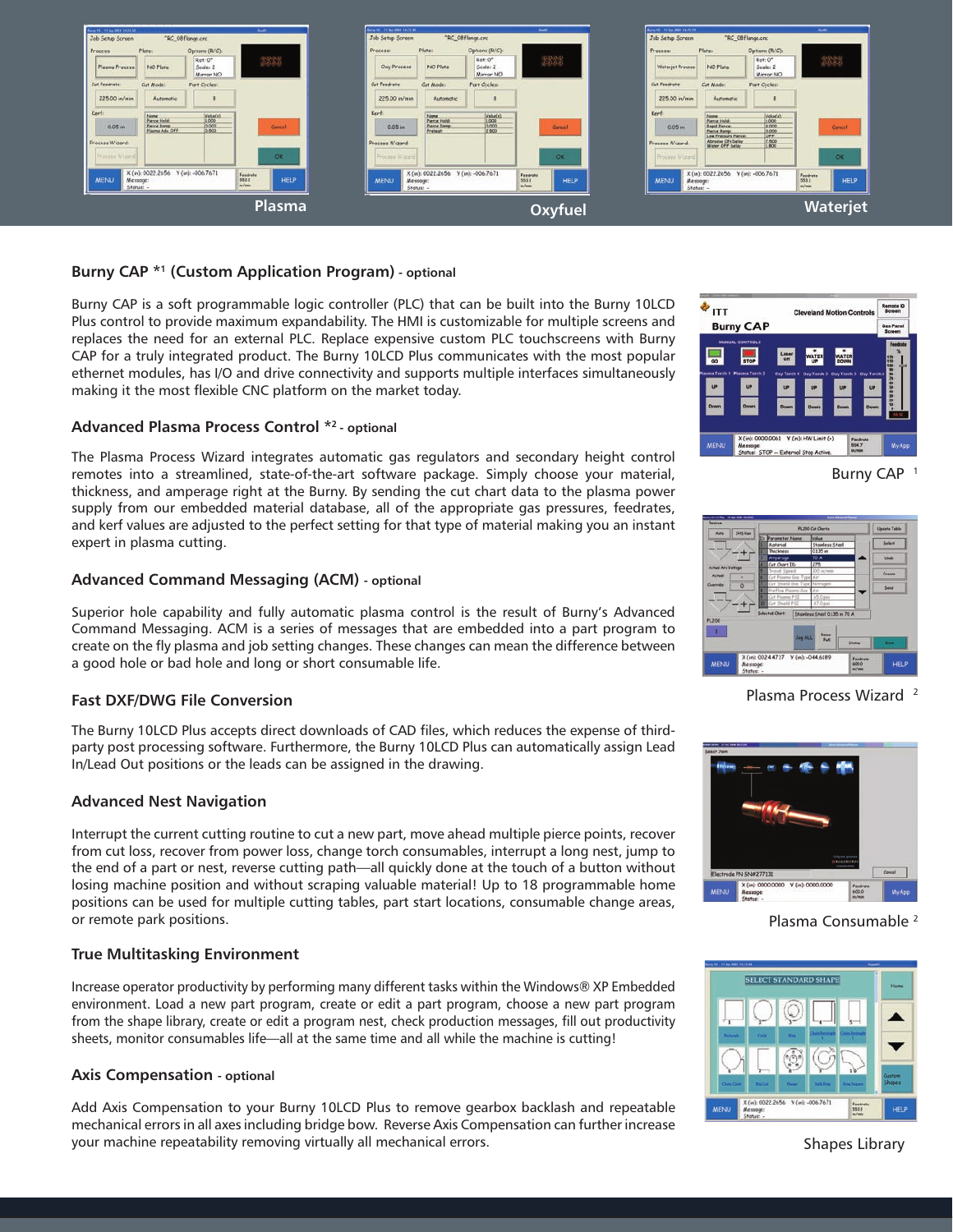Plasma

Oxyfuel

Waterjet

### Burny CAP *[1] (Custom Application Program) - optional

Burny CAP is a soft programmable logic controller (PLC) that can be built into the Burny 10LCD Plus control to provide maximum expandability. The HMI is customizable for multiple screens and replaces the need for an external PLC. Replace expensive custom PLC touchscreens with Burny CAP for a truly integrated product. The Burny 10LCD Plus communicates with the most popular ethernet modules, has I/O and drive connectivity and supports multiple interfaces simultaneously making it the most flexible CNC platform on the market today.

### Advanced Plasma Process Control *[2] - optional

The Plasma Process Wizard integrates automatic gas regulators and secondary height control remotes into a streamlined, state-of-the-art software package. Simply choose your material, thickness, and amperage right at the Burny. By sending the cut chart data to the plasma power supply from our embedded material database, all of the appropriate gas pressures, feedrates, and kerf values are adjusted to the perfect setting for that type of material making you an instant expert in plasma cutting.

### Advanced Command Messaging (ACM) - optional

Superior hole capability and fully automatic plasma control is the result of Burny's Advanced Command Messaging. ACM is a series of messages that are embedded into a part program to create on the fly plasma and job setting changes. These changes can mean the difference between a good hole or bad hole and long or short consumable life.

### Fast DXF/DWG File Conversion

The Burny 10LCD Plus accepts direct downloads of CAD files, which reduces the expense of third-party post processing software. Furthermore, the Burny 10LCD Plus can automatically assign Lead In/Lead Out positions or the leads can be assigned in the drawing.

### Advanced Nest Navigation

Interrupt the current cutting routine to cut a new part, move ahead multiple pierce points, recover from cut loss, recover from power loss, change torch consumables, interrupt a long nest, jump to the end of a part or nest, reverse cutting path—all quickly done at the touch of a button without losing machine position and without scraping valuable material! Up to 18 programmable home positions can be used for multiple cutting tables, part start locations, consumable change areas, or remote park positions.

### True Multitasking Environment

Increase operator productivity by performing many different tasks within the Windows® XP Embedded environment. Load a new part program, create or edit a part program, choose a new part program from the shape library, create or edit a program nest, check production messages, fill out productivity sheets, monitor consumables life—all at the same time and all while the machine is cutting!

### Axis Compensation - optional

Add Axis Compensation to your Burny 10LCD Plus to remove gearbox backlash and repeatable mechanical errors in all axes including bridge bow. Reverse Axis Compensation can further increase your machine repeatability removing virtually all mechanical errors.

Burny CAP [1]

Plasma Process Wizard [2]

Plasma Consumable [2]

Shapes Library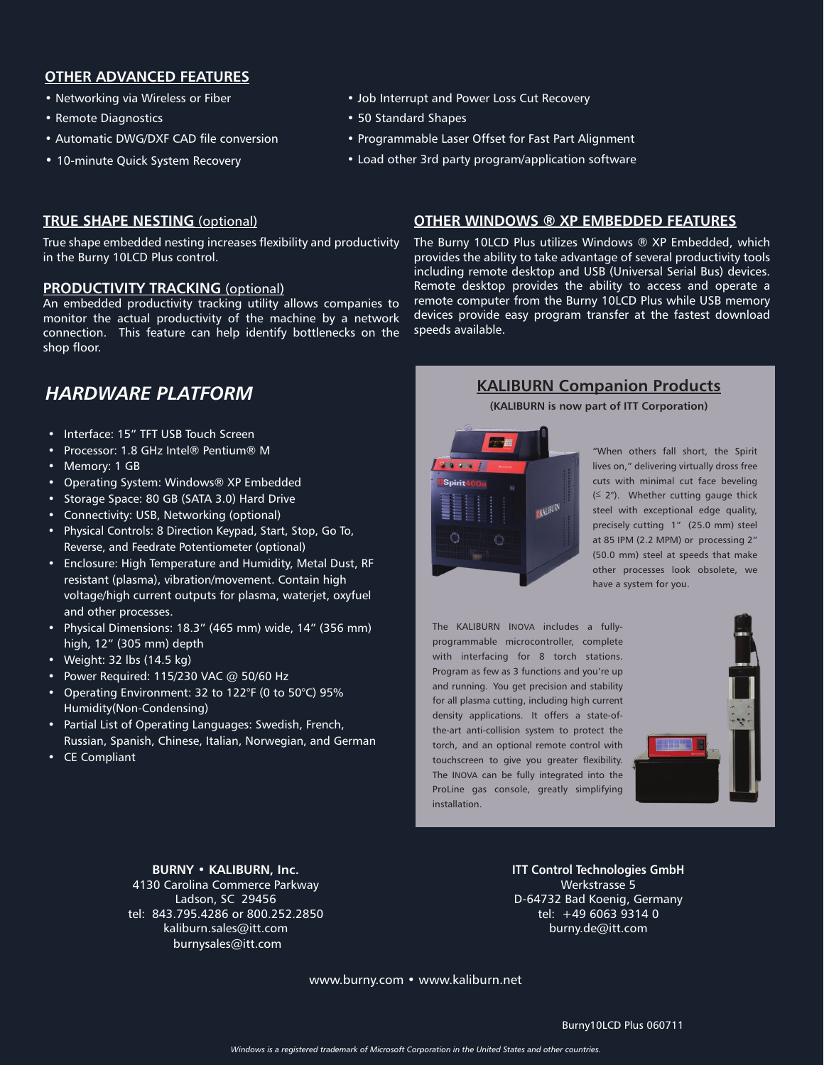## OTHER ADVANCED FEATURES

- Networking via Wireless or Fiber
- Remote Diagnostics
- Automatic DWG/DXF CAD file conversion
- 10-minute Quick System Recovery
- Job Interrupt and Power Loss Cut Recovery
- 50 Standard Shapes
- Programmable Laser Offset for Fast Part Alignment
- Load other 3rd party program/application software

## TRUE SHAPE NESTING (optional)

True shape embedded nesting increases flexibility and productivity in the Burny 10LCD Plus control.

## PRODUCTIVITY TRACKING (optional)

An embedded productivity tracking utility allows companies to monitor the actual productivity of the machine by a network connection. This feature can help identify bottlenecks on the shop floor.

## OTHER WINDOWS ® XP EMBEDDED FEATURES

The Burny 10LCD Plus utilizes Windows ® XP Embedded, which provides the ability to take advantage of several productivity tools including remote desktop and USB (Universal Serial Bus) devices. Remote desktop provides the ability to access and operate a remote computer from the Burny 10LCD Plus while USB memory devices provide easy program transfer at the fastest download speeds available.

## *HARDWARE PLATFORM*

- Interface: 15" TFT USB Touch Screen
- Processor: 1.8 GHz Intel® Pentium® M
- Memory: 1 GB
- Operating System: Windows® XP Embedded
- Storage Space: 80 GB (SATA 3.0) Hard Drive
- Connectivity: USB, Networking (optional)
- Physical Controls: 8 Direction Keypad, Start, Stop, Go To, Reverse, and Feedrate Potentiometer (optional)
- Enclosure: High Temperature and Humidity, Metal Dust, RF resistant (plasma), vibration/movement. Contain high voltage/high current outputs for plasma, waterjet, oxyfuel and other processes.
- Physical Dimensions: 18.3" (465 mm) wide, 14" (356 mm) high, 12" (305 mm) depth
- Weight: 32 lbs (14.5 kg)
- Power Required: 115/230 VAC @ 50/60 Hz
- Operating Environment: 32 to 122°F (0 to 50°C) 95% Humidity(Non-Condensing)
- Partial List of Operating Languages: Swedish, French, Russian, Spanish, Chinese, Italian, Norwegian, and German
- CE Compliant

## KALIBURN Companion Products

**(KALIBURN is now part of ITT Corporation)**

"When others fall short, the Spirit lives on," delivering virtually dross free cuts with minimal cut face beveling (≤ 2°). Whether cutting gauge thick steel with exceptional edge quality, precisely cutting 1" (25.0 mm) steel at 85 IPM (2.2 MPM) or processing 2" (50.0 mm) steel at speeds that make other processes look obsolete, we have a system for you.

The KALIBURN INOVA includes a fully-programmable microcontroller, complete with interfacing for 8 torch stations. Program as few as 3 functions and you're up and running. You get precision and stability for all plasma cutting, including high current density applications. It offers a state-of-the-art anti-collision system to protect the torch, and an optional remote control with touchscreen to give you greater flexibility. The INOVA can be fully integrated into the ProLine gas console, greatly simplifying installation.

**BURNY • KALIBURN, Inc.**
4130 Carolina Commerce Parkway
Ladson, SC 29456
tel: 843.795.4286 or 800.252.2850
kaliburn.sales@itt.com
burnysales@itt.com

**ITT Control Technologies GmbH**
Werkstrasse 5
D-64732 Bad Koenig, Germany
tel: +49 6063 9314 0
burny.de@itt.com

www.burny.com • www.kaliburn.net

Burny10LCD Plus 060711

*Windows is a registered trademark of Microsoft Corporation in the United States and other countries.*